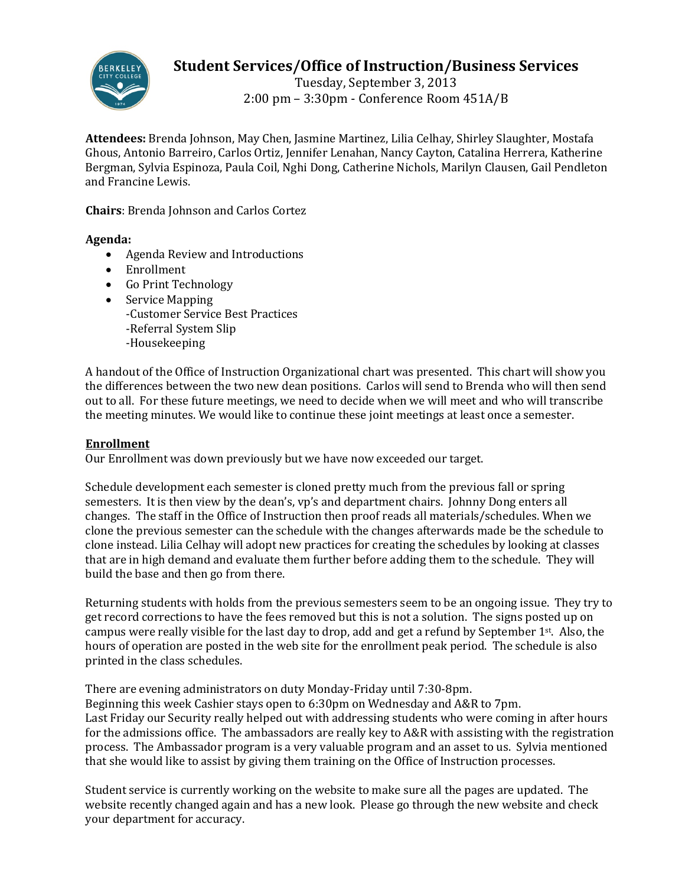# Student Services/Office of Instruction/Business Services

Tuesday, September 3, 2013
2:00 pm – 3:30pm - Conference Room 451A/B

**Attendees:** Brenda Johnson, May Chen, Jasmine Martinez, Lilia Celhay, Shirley Slaughter, Mostafa Ghous, Antonio Barreiro, Carlos Ortiz, Jennifer Lenahan, Nancy Cayton, Catalina Herrera, Katherine Bergman, Sylvia Espinoza, Paula Coil, Nghi Dong, Catherine Nichols, Marilyn Clausen, Gail Pendleton and Francine Lewis.

**Chairs**: Brenda Johnson and Carlos Cortez

**Agenda:**

- Agenda Review and Introductions
- Enrollment
- Go Print Technology
- Service Mapping
  - -Customer Service Best Practices
  - -Referral System Slip
  - -Housekeeping

A handout of the Office of Instruction Organizational chart was presented. This chart will show you the differences between the two new dean positions. Carlos will send to Brenda who will then send out to all. For these future meetings, we need to decide when we will meet and who will transcribe the meeting minutes. We would like to continue these joint meetings at least once a semester.

## Enrollment

Our Enrollment was down previously but we have now exceeded our target.

Schedule development each semester is cloned pretty much from the previous fall or spring semesters. It is then view by the dean's, vp's and department chairs. Johnny Dong enters all changes. The staff in the Office of Instruction then proof reads all materials/schedules. When we clone the previous semester can the schedule with the changes afterwards made be the schedule to clone instead. Lilia Celhay will adopt new practices for creating the schedules by looking at classes that are in high demand and evaluate them further before adding them to the schedule. They will build the base and then go from there.

Returning students with holds from the previous semesters seem to be an ongoing issue. They try to get record corrections to have the fees removed but this is not a solution. The signs posted up on campus were really visible for the last day to drop, add and get a refund by September 1st. Also, the hours of operation are posted in the web site for the enrollment peak period. The schedule is also printed in the class schedules.

There are evening administrators on duty Monday-Friday until 7:30-8pm.
Beginning this week Cashier stays open to 6:30pm on Wednesday and A&R to 7pm.
Last Friday our Security really helped out with addressing students who were coming in after hours for the admissions office. The ambassadors are really key to A&R with assisting with the registration process. The Ambassador program is a very valuable program and an asset to us. Sylvia mentioned that she would like to assist by giving them training on the Office of Instruction processes.

Student service is currently working on the website to make sure all the pages are updated. The website recently changed again and has a new look. Please go through the new website and check your department for accuracy.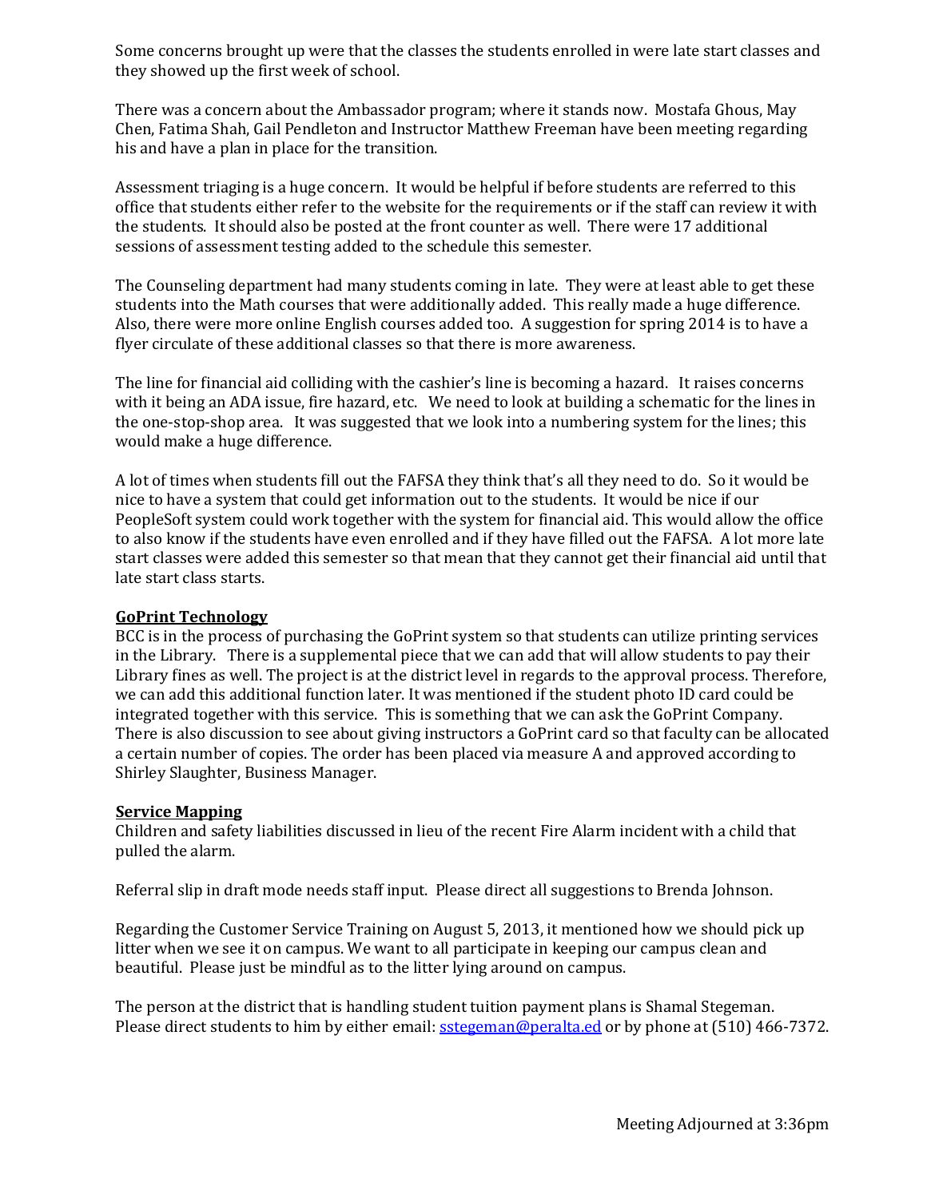Some concerns brought up were that the classes the students enrolled in were late start classes and they showed up the first week of school.

There was a concern about the Ambassador program; where it stands now. Mostafa Ghous, May Chen, Fatima Shah, Gail Pendleton and Instructor Matthew Freeman have been meeting regarding his and have a plan in place for the transition.

Assessment triaging is a huge concern. It would be helpful if before students are referred to this office that students either refer to the website for the requirements or if the staff can review it with the students. It should also be posted at the front counter as well. There were 17 additional sessions of assessment testing added to the schedule this semester.

The Counseling department had many students coming in late. They were at least able to get these students into the Math courses that were additionally added. This really made a huge difference. Also, there were more online English courses added too. A suggestion for spring 2014 is to have a flyer circulate of these additional classes so that there is more awareness.

The line for financial aid colliding with the cashier's line is becoming a hazard. It raises concerns with it being an ADA issue, fire hazard, etc. We need to look at building a schematic for the lines in the one-stop-shop area. It was suggested that we look into a numbering system for the lines; this would make a huge difference.

A lot of times when students fill out the FAFSA they think that's all they need to do. So it would be nice to have a system that could get information out to the students. It would be nice if our PeopleSoft system could work together with the system for financial aid. This would allow the office to also know if the students have even enrolled and if they have filled out the FAFSA. A lot more late start classes were added this semester so that mean that they cannot get their financial aid until that late start class starts.

**GoPrint Technology**

BCC is in the process of purchasing the GoPrint system so that students can utilize printing services in the Library. There is a supplemental piece that we can add that will allow students to pay their Library fines as well. The project is at the district level in regards to the approval process. Therefore, we can add this additional function later. It was mentioned if the student photo ID card could be integrated together with this service. This is something that we can ask the GoPrint Company. There is also discussion to see about giving instructors a GoPrint card so that faculty can be allocated a certain number of copies. The order has been placed via measure A and approved according to Shirley Slaughter, Business Manager.

**Service Mapping**

Children and safety liabilities discussed in lieu of the recent Fire Alarm incident with a child that pulled the alarm.

Referral slip in draft mode needs staff input. Please direct all suggestions to Brenda Johnson.

Regarding the Customer Service Training on August 5, 2013, it mentioned how we should pick up litter when we see it on campus. We want to all participate in keeping our campus clean and beautiful. Please just be mindful as to the litter lying around on campus.

The person at the district that is handling student tuition payment plans is Shamal Stegeman. Please direct students to him by either email: sstegeman@peralta.ed or by phone at (510) 466-7372.

Meeting Adjourned at 3:36pm